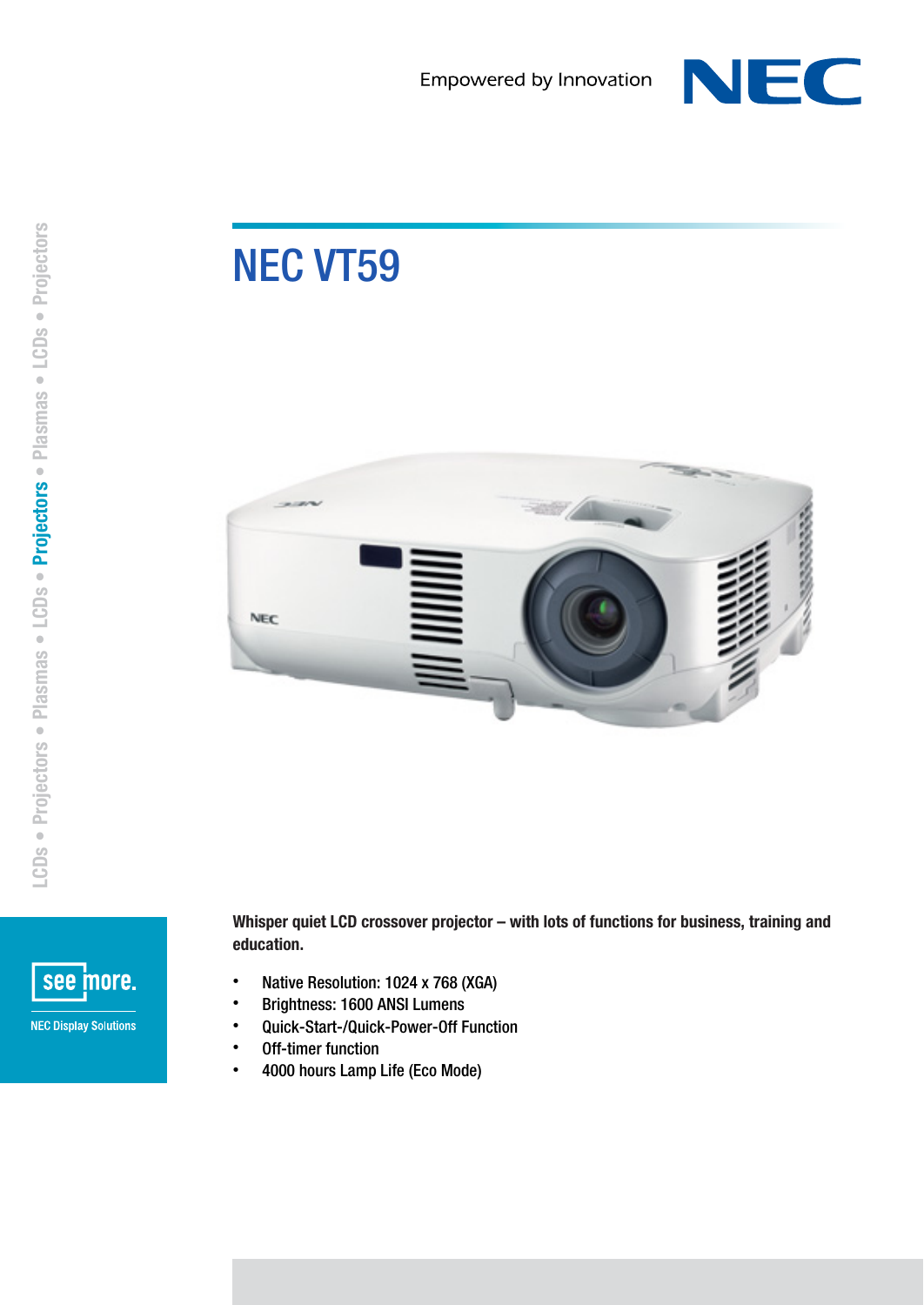Empowered by Innovation

# NEC VT59

**Whisper quiet LCD crossover projector – with lots of functions for business, training and education.**

- Native Resolution: 1024 x 768 (XGA)
- Brightness: 1600 ANSI Lumens
- Quick-Start-/Quick-Power-Off Function
- Off-timer function
- 4000 hours Lamp Life (Eco Mode)

LCDs • Projectors • Plasmas • LCDs • **Projectors** • Plasmas • LCDs • Projectors

see more.

NEC Display Solutions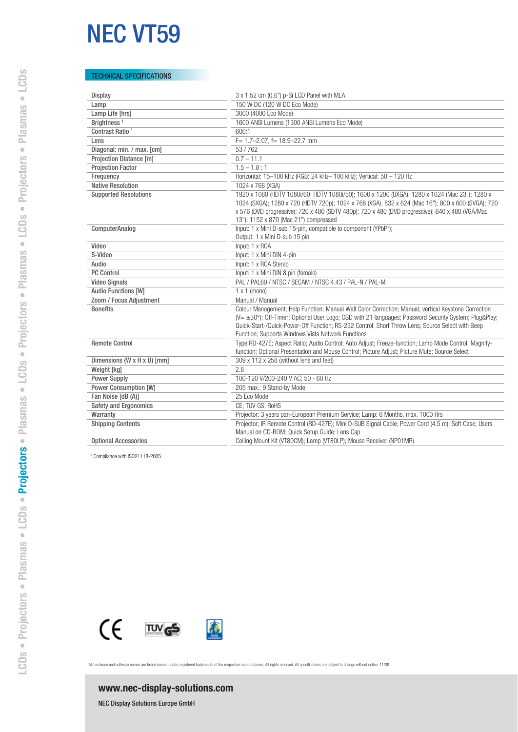# NEC VT59

## TECHNICAL SPECIFICATIONS

| | |
|---|---|
| Display | 3 x 1.52 cm (0.6") p-Si LCD Panel with MLA |
| Lamp | 150 W DC (120 W DC Eco Mode) |
| Lamp Life [hrs] | 3000 (4000 Eco Mode) |
| Brightness [1] | 1600 ANSI Lumens (1300 ANSI Lumens Eco Mode) |
| Contrast Ratio [1] | 600:1 |
| Lens | F= 1.7–2.07, f= 18.9–22.7 mm |
| Diagonal: min. / max. [cm] | 53 / 762 |
| Projection Distance [m] | 0.7 – 11.1 |
| Projection Factor | 1.5 – 1.8 : 1 |
| Frequency | Horizontal: 15–100 kHz (RGB: 24 kHz– 100 kHz); Vertical: 50 – 120 Hz |
| Native Resolution | 1024 x 768 (XGA) |
| Supported Resolutions | 1920 x 1080 (HDTV 1080i/60. HDTV 1080i/50); 1600 x 1200 (UXGA); 1280 x 1024 (Mac 23"); 1280 x 1024 (SXGA); 1280 x 720 (HDTV 720p); 1024 x 768 (XGA); 832 x 624 (Mac 16"); 800 x 600 (SVGA); 720 x 576 (DVD progressive); 720 x 480 (SDTV 480p); 720 x 480 (DVD progressive); 640 x 480 (VGA/Mac 13"); 1152 x 870 (Mac 21") compressed |
| ComputerAnalog | Input: 1 x Mini D-sub 15-pin, compatible to component (YPbPr); Output: 1 x Mini D-sub 15 pin |
| Video | Input: 1 x RCA |
| S-Video | Input: 1 x Mini DIN 4-pin |
| Audio | Input: 1 x RCA Stereo |
| PC Control | Input: 1 x Mini DIN 8 pin (female) |
| Video Signals | PAL / PAL60 / NTSC / SECAM / NTSC 4.43 / PAL-N / PAL-M |
| Audio Functions [W] | 1 x 1 (mono) |
| Zoom / Focus Adjustment | Manual / Manual |
| Benefits | Colour Management; Help Function; Manual Wall Color Correction; Manual, vertical Keystone Correction (V= ±30°); Off-Timer; Optional User Logo; OSD with 21 languages; Password Security System; Plug&Play; Quick-Start-/Quick-Power-Off Function; RS-232 Control; Short Throw Lens; Source Select with Beep Function; Supports Windows Vista Network Functions |
| Remote Control | Type RD-427E; Aspect Ratio; Audio Control; Auto Adjust; Freeze-function; Lamp Mode Control; Magnify-function; Optional Presentation and Mouse Control; Picture Adjust; Picture Mute; Source Select |
| Dimensions (W x H x D) [mm] | 309 x 112 x 258 (without lens and feet) |
| Weight [kg] | 2.8 |
| Power Supply | 100-120 V/200-240 V AC; 50 - 60 Hz |
| Power Consumption [W] | 205 max.; 9 Stand-by Mode |
| Fan Noise [dB (A)] | 25 Eco Mode |
| Safety and Ergonomics | CE; TÜV GS; RoHS |
| Warranty | Projector: 3 years pan-European Premium Service; Lamp: 6 Months, max. 1000 Hrs |
| Shipping Contents | Projector; IR Remote Control (RD-427E); Mini D-SUB Signal Cable; Power Cord (4.5 m); Soft Case; Users Manual on CD-ROM; Quick Setup Guide; Lens Cap |
| Optional Accessories | Ceiling Mount Kit (VT80CM); Lamp (VT80LP); Mouse Receiver (NP01MR) |

[1] Compliance with ISO21118-2005

All hardware and software names are brand names and/or registered trademarks of the respective manufacturers. All rights reserved. All specifications are subject to change without notice. 11/08

**www.nec-display-solutions.com**

NEC Display Solutions Europe GmbH